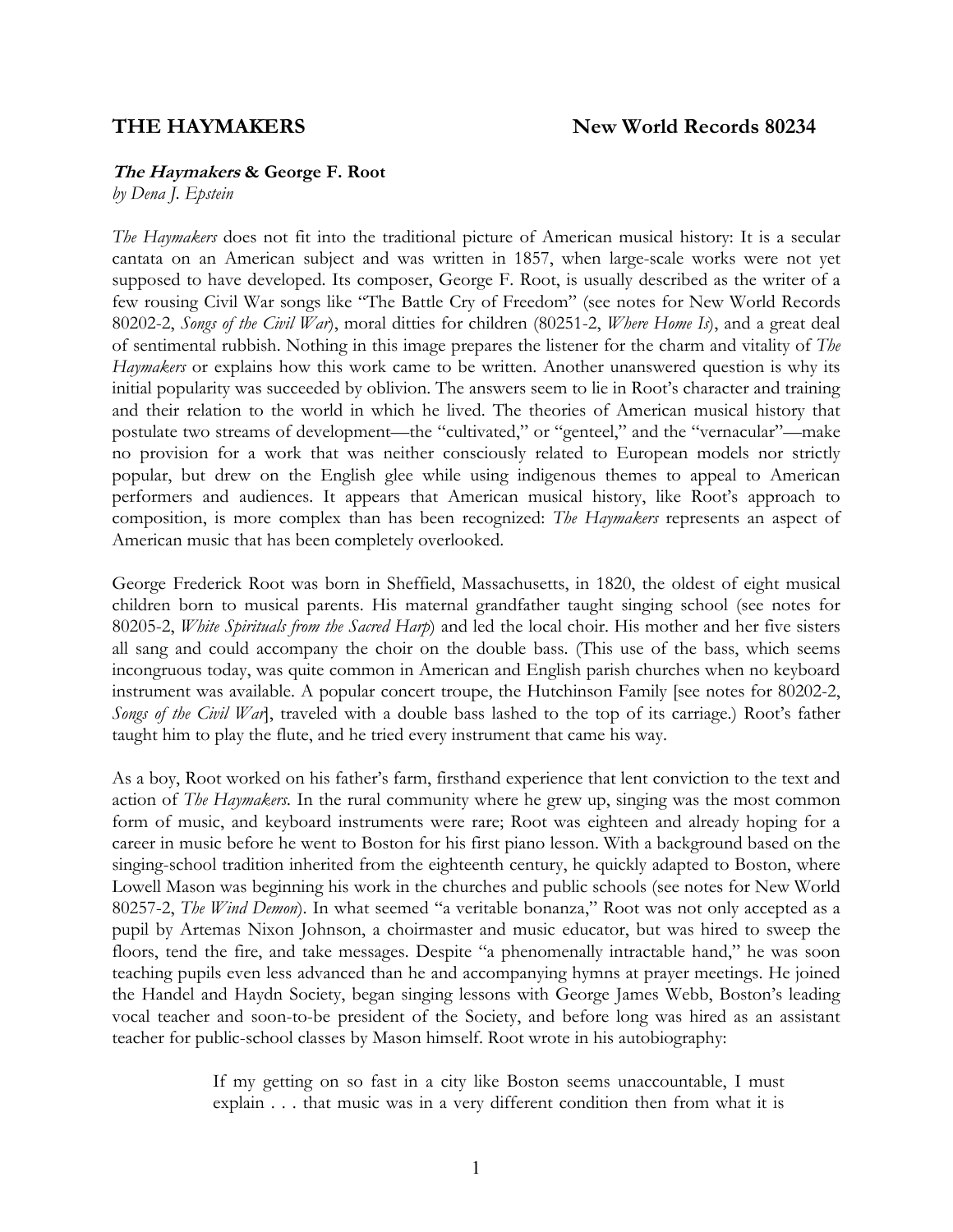**THE HAYMAKERS** **New World Records 80234**

### ***The Haymakers* & George F. Root**

*by Dena J. Epstein*

*The Haymakers* does not fit into the traditional picture of American musical history: It is a secular cantata on an American subject and was written in 1857, when large-scale works were not yet supposed to have developed. Its composer, George F. Root, is usually described as the writer of a few rousing Civil War songs like "The Battle Cry of Freedom" (see notes for New World Records 80202-2, *Songs of the Civil War*), moral ditties for children (80251-2, *Where Home Is*), and a great deal of sentimental rubbish. Nothing in this image prepares the listener for the charm and vitality of *The Haymakers* or explains how this work came to be written. Another unanswered question is why its initial popularity was succeeded by oblivion. The answers seem to lie in Root's character and training and their relation to the world in which he lived. The theories of American musical history that postulate two streams of development—the "cultivated," or "genteel," and the "vernacular"—make no provision for a work that was neither consciously related to European models nor strictly popular, but drew on the English glee while using indigenous themes to appeal to American performers and audiences. It appears that American musical history, like Root's approach to composition, is more complex than has been recognized: *The Haymakers* represents an aspect of American music that has been completely overlooked.

George Frederick Root was born in Sheffield, Massachusetts, in 1820, the oldest of eight musical children born to musical parents. His maternal grandfather taught singing school (see notes for 80205-2, *White Spirituals from the Sacred Harp*) and led the local choir. His mother and her five sisters all sang and could accompany the choir on the double bass. (This use of the bass, which seems incongruous today, was quite common in American and English parish churches when no keyboard instrument was available. A popular concert troupe, the Hutchinson Family [see notes for 80202-2, *Songs of the Civil War*], traveled with a double bass lashed to the top of its carriage.) Root's father taught him to play the flute, and he tried every instrument that came his way.

As a boy, Root worked on his father's farm, firsthand experience that lent conviction to the text and action of *The Haymakers.* In the rural community where he grew up, singing was the most common form of music, and keyboard instruments were rare; Root was eighteen and already hoping for a career in music before he went to Boston for his first piano lesson. With a background based on the singing-school tradition inherited from the eighteenth century, he quickly adapted to Boston, where Lowell Mason was beginning his work in the churches and public schools (see notes for New World 80257-2, *The Wind Demon*). In what seemed "a veritable bonanza," Root was not only accepted as a pupil by Artemas Nixon Johnson, a choirmaster and music educator, but was hired to sweep the floors, tend the fire, and take messages. Despite "a phenomenally intractable hand," he was soon teaching pupils even less advanced than he and accompanying hymns at prayer meetings. He joined the Handel and Haydn Society, began singing lessons with George James Webb, Boston's leading vocal teacher and soon-to-be president of the Society, and before long was hired as an assistant teacher for public-school classes by Mason himself. Root wrote in his autobiography:

> If my getting on so fast in a city like Boston seems unaccountable, I must explain . . . that music was in a very different condition then from what it is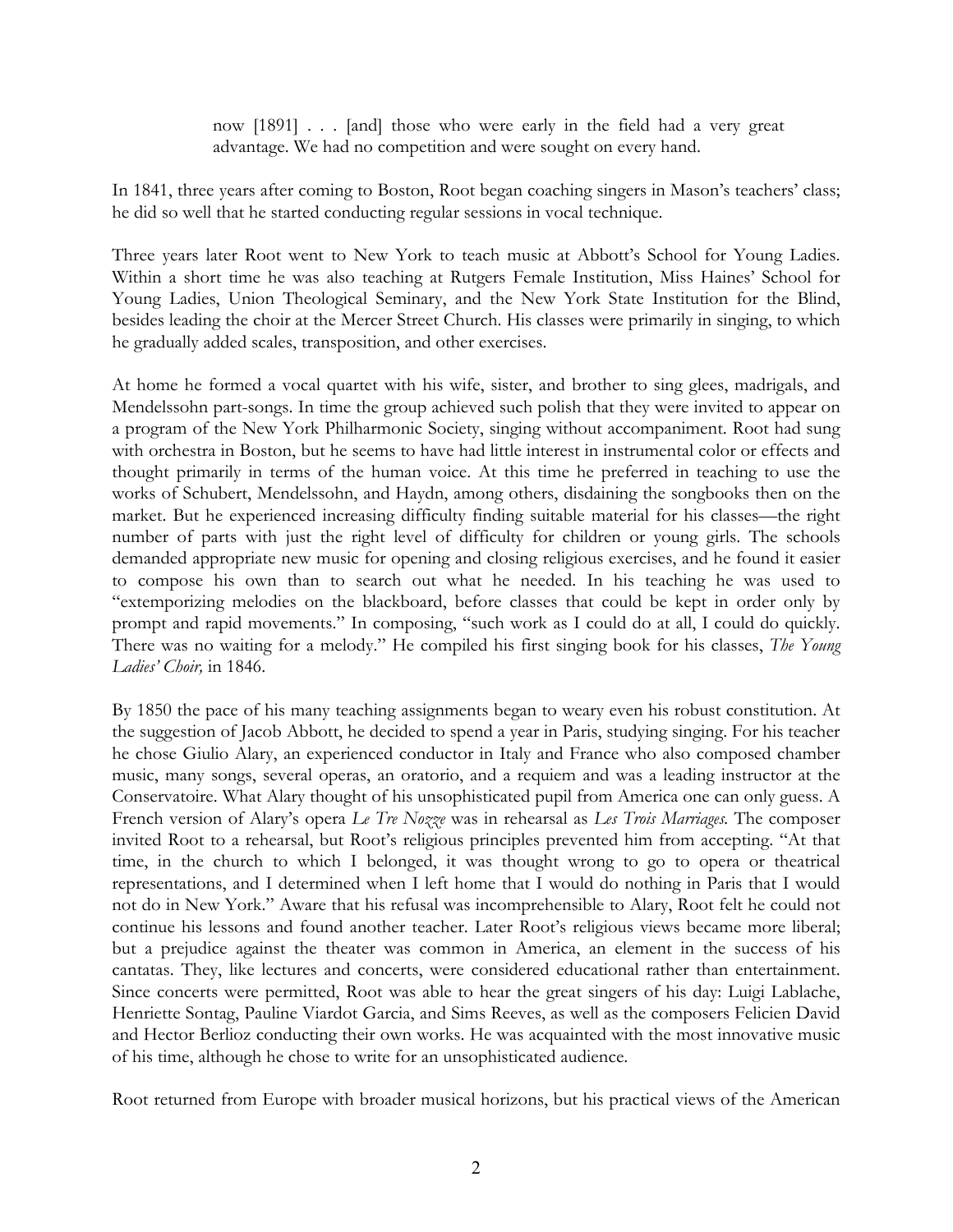> now [1891] . . . [and] those who were early in the field had a very great advantage. We had no competition and were sought on every hand.

In 1841, three years after coming to Boston, Root began coaching singers in Mason's teachers' class; he did so well that he started conducting regular sessions in vocal technique.

Three years later Root went to New York to teach music at Abbott's School for Young Ladies. Within a short time he was also teaching at Rutgers Female Institution, Miss Haines' School for Young Ladies, Union Theological Seminary, and the New York State Institution for the Blind, besides leading the choir at the Mercer Street Church. His classes were primarily in singing, to which he gradually added scales, transposition, and other exercises.

At home he formed a vocal quartet with his wife, sister, and brother to sing glees, madrigals, and Mendelssohn part-songs. In time the group achieved such polish that they were invited to appear on a program of the New York Philharmonic Society, singing without accompaniment. Root had sung with orchestra in Boston, but he seems to have had little interest in instrumental color or effects and thought primarily in terms of the human voice. At this time he preferred in teaching to use the works of Schubert, Mendelssohn, and Haydn, among others, disdaining the songbooks then on the market. But he experienced increasing difficulty finding suitable material for his classes—the right number of parts with just the right level of difficulty for children or young girls. The schools demanded appropriate new music for opening and closing religious exercises, and he found it easier to compose his own than to search out what he needed. In his teaching he was used to "extemporizing melodies on the blackboard, before classes that could be kept in order only by prompt and rapid movements." In composing, "such work as I could do at all, I could do quickly. There was no waiting for a melody." He compiled his first singing book for his classes, *The Young Ladies' Choir,* in 1846.

By 1850 the pace of his many teaching assignments began to weary even his robust constitution. At the suggestion of Jacob Abbott, he decided to spend a year in Paris, studying singing. For his teacher he chose Giulio Alary, an experienced conductor in Italy and France who also composed chamber music, many songs, several operas, an oratorio, and a requiem and was a leading instructor at the Conservatoire. What Alary thought of his unsophisticated pupil from America one can only guess. A French version of Alary's opera *Le Tre Nozze* was in rehearsal as *Les Trois Marriages.* The composer invited Root to a rehearsal, but Root's religious principles prevented him from accepting. "At that time, in the church to which I belonged, it was thought wrong to go to opera or theatrical representations, and I determined when I left home that I would do nothing in Paris that I would not do in New York." Aware that his refusal was incomprehensible to Alary, Root felt he could not continue his lessons and found another teacher. Later Root's religious views became more liberal; but a prejudice against the theater was common in America, an element in the success of his cantatas. They, like lectures and concerts, were considered educational rather than entertainment. Since concerts were permitted, Root was able to hear the great singers of his day: Luigi Lablache, Henriette Sontag, Pauline Viardot Garcia, and Sims Reeves, as well as the composers Felicien David and Hector Berlioz conducting their own works. He was acquainted with the most innovative music of his time, although he chose to write for an unsophisticated audience.

Root returned from Europe with broader musical horizons, but his practical views of the American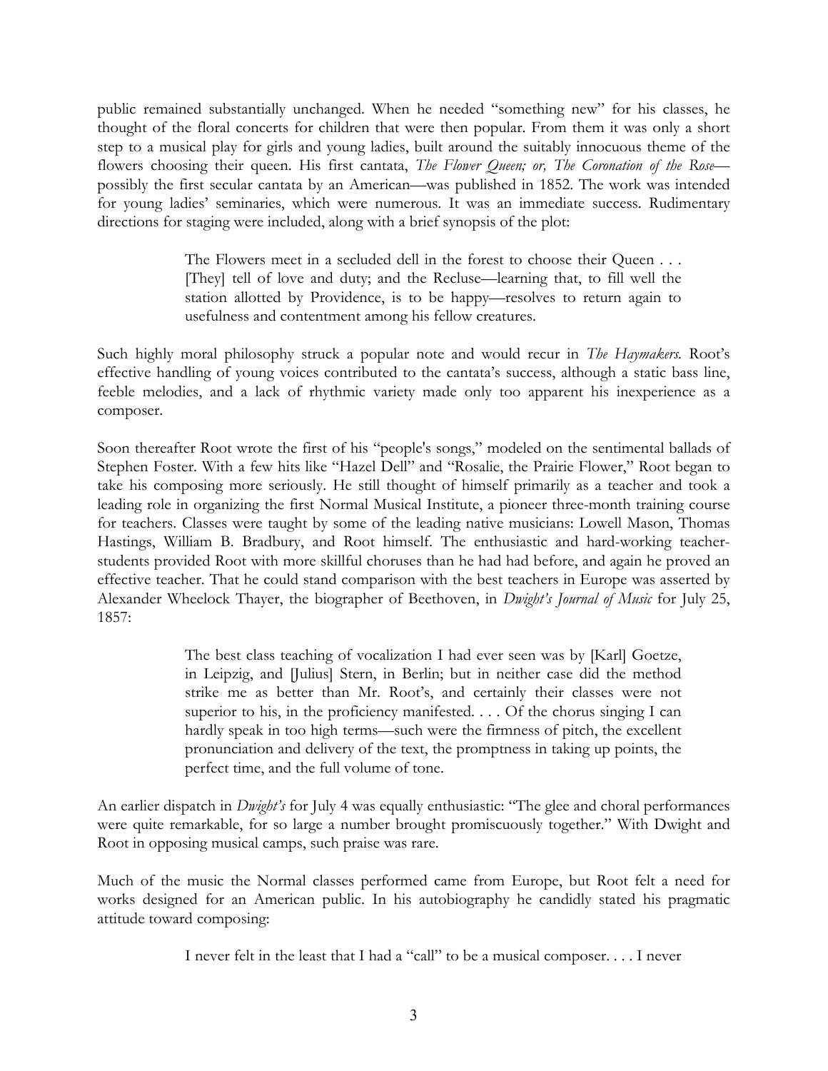public remained substantially unchanged. When he needed "something new" for his classes, he thought of the floral concerts for children that were then popular. From them it was only a short step to a musical play for girls and young ladies, built around the suitably innocuous theme of the flowers choosing their queen. His first cantata, *The Flower Queen; or, The Coronation of the Rose*—possibly the first secular cantata by an American—was published in 1852. The work was intended for young ladies' seminaries, which were numerous. It was an immediate success. Rudimentary directions for staging were included, along with a brief synopsis of the plot:

> The Flowers meet in a secluded dell in the forest to choose their Queen . . . [They] tell of love and duty; and the Recluse—learning that, to fill well the station allotted by Providence, is to be happy—resolves to return again to usefulness and contentment among his fellow creatures.

Such highly moral philosophy struck a popular note and would recur in *The Haymakers*. Root's effective handling of young voices contributed to the cantata's success, although a static bass line, feeble melodies, and a lack of rhythmic variety made only too apparent his inexperience as a composer.

Soon thereafter Root wrote the first of his "people's songs," modeled on the sentimental ballads of Stephen Foster. With a few hits like "Hazel Dell" and "Rosalie, the Prairie Flower," Root began to take his composing more seriously. He still thought of himself primarily as a teacher and took a leading role in organizing the first Normal Musical Institute, a pioneer three-month training course for teachers. Classes were taught by some of the leading native musicians: Lowell Mason, Thomas Hastings, William B. Bradbury, and Root himself. The enthusiastic and hard-working teacher-students provided Root with more skillful choruses than he had had before, and again he proved an effective teacher. That he could stand comparison with the best teachers in Europe was asserted by Alexander Wheelock Thayer, the biographer of Beethoven, in *Dwight's Journal of Music* for July 25, 1857:

> The best class teaching of vocalization I had ever seen was by [Karl] Goetze, in Leipzig, and [Julius] Stern, in Berlin; but in neither case did the method strike me as better than Mr. Root's, and certainly their classes were not superior to his, in the proficiency manifested. . . . Of the chorus singing I can hardly speak in too high terms—such were the firmness of pitch, the excellent pronunciation and delivery of the text, the promptness in taking up points, the perfect time, and the full volume of tone.

An earlier dispatch in *Dwight's* for July 4 was equally enthusiastic: "The glee and choral performances were quite remarkable, for so large a number brought promiscuously together." With Dwight and Root in opposing musical camps, such praise was rare.

Much of the music the Normal classes performed came from Europe, but Root felt a need for works designed for an American public. In his autobiography he candidly stated his pragmatic attitude toward composing:

> I never felt in the least that I had a "call" to be a musical composer. . . . I never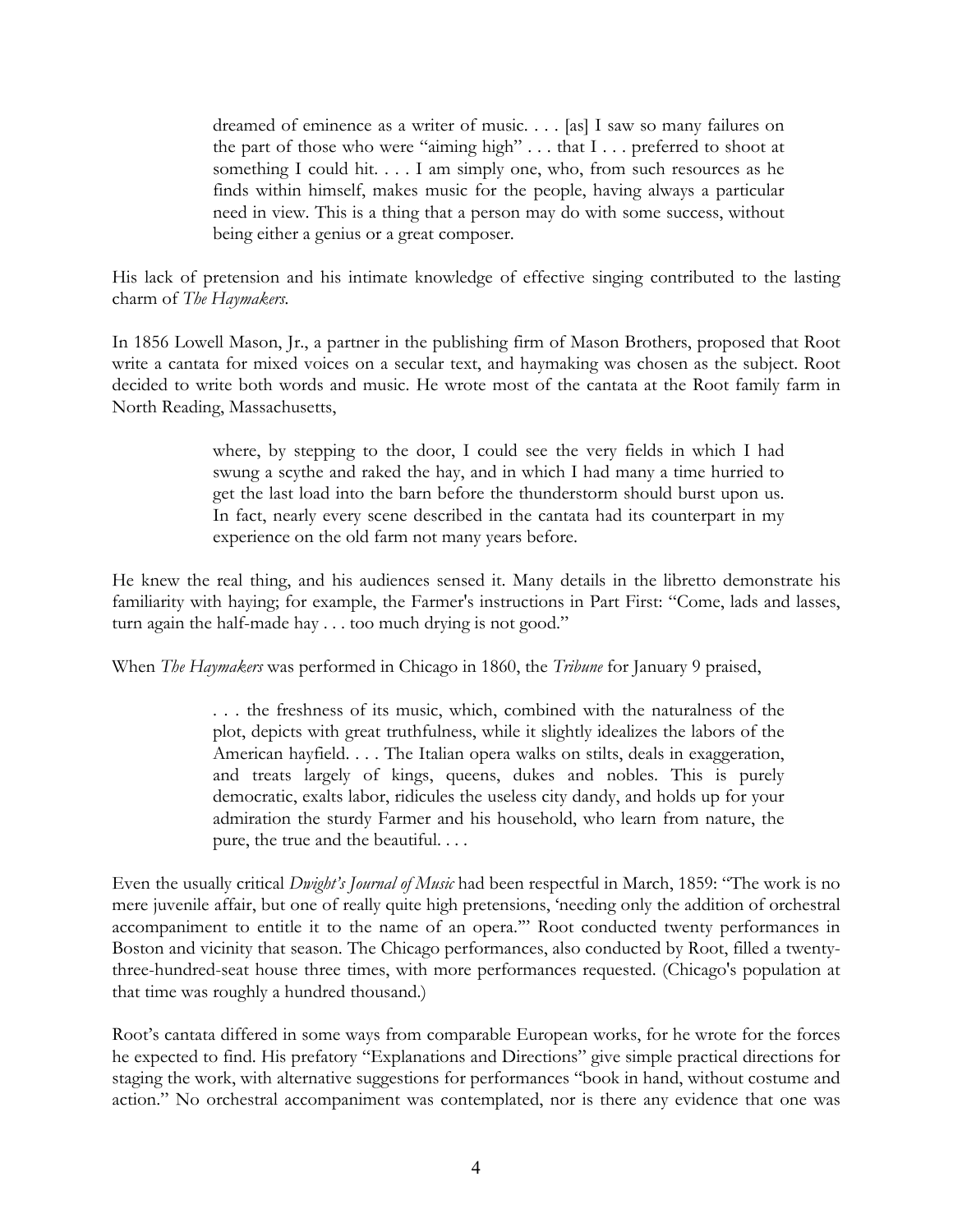> dreamed of eminence as a writer of music. . . . [as] I saw so many failures on the part of those who were "aiming high" . . . that I . . . preferred to shoot at something I could hit. . . . I am simply one, who, from such resources as he finds within himself, makes music for the people, having always a particular need in view. This is a thing that a person may do with some success, without being either a genius or a great composer.

His lack of pretension and his intimate knowledge of effective singing contributed to the lasting charm of *The Haymakers*.

In 1856 Lowell Mason, Jr., a partner in the publishing firm of Mason Brothers, proposed that Root write a cantata for mixed voices on a secular text, and haymaking was chosen as the subject. Root decided to write both words and music. He wrote most of the cantata at the Root family farm in North Reading, Massachusetts,

> where, by stepping to the door, I could see the very fields in which I had swung a scythe and raked the hay, and in which I had many a time hurried to get the last load into the barn before the thunderstorm should burst upon us. In fact, nearly every scene described in the cantata had its counterpart in my experience on the old farm not many years before.

He knew the real thing, and his audiences sensed it. Many details in the libretto demonstrate his familiarity with haying; for example, the Farmer's instructions in Part First: "Come, lads and lasses, turn again the half-made hay . . . too much drying is not good."

When *The Haymakers* was performed in Chicago in 1860, the *Tribune* for January 9 praised,

> . . . the freshness of its music, which, combined with the naturalness of the plot, depicts with great truthfulness, while it slightly idealizes the labors of the American hayfield. . . . The Italian opera walks on stilts, deals in exaggeration, and treats largely of kings, queens, dukes and nobles. This is purely democratic, exalts labor, ridicules the useless city dandy, and holds up for your admiration the sturdy Farmer and his household, who learn from nature, the pure, the true and the beautiful. . . .

Even the usually critical *Dwight's Journal of Music* had been respectful in March, 1859: "The work is no mere juvenile affair, but one of really quite high pretensions, 'needing only the addition of orchestral accompaniment to entitle it to the name of an opera.'" Root conducted twenty performances in Boston and vicinity that season. The Chicago performances, also conducted by Root, filled a twenty-three-hundred-seat house three times, with more performances requested. (Chicago's population at that time was roughly a hundred thousand.)

Root's cantata differed in some ways from comparable European works, for he wrote for the forces he expected to find. His prefatory "Explanations and Directions" give simple practical directions for staging the work, with alternative suggestions for performances "book in hand, without costume and action." No orchestral accompaniment was contemplated, nor is there any evidence that one was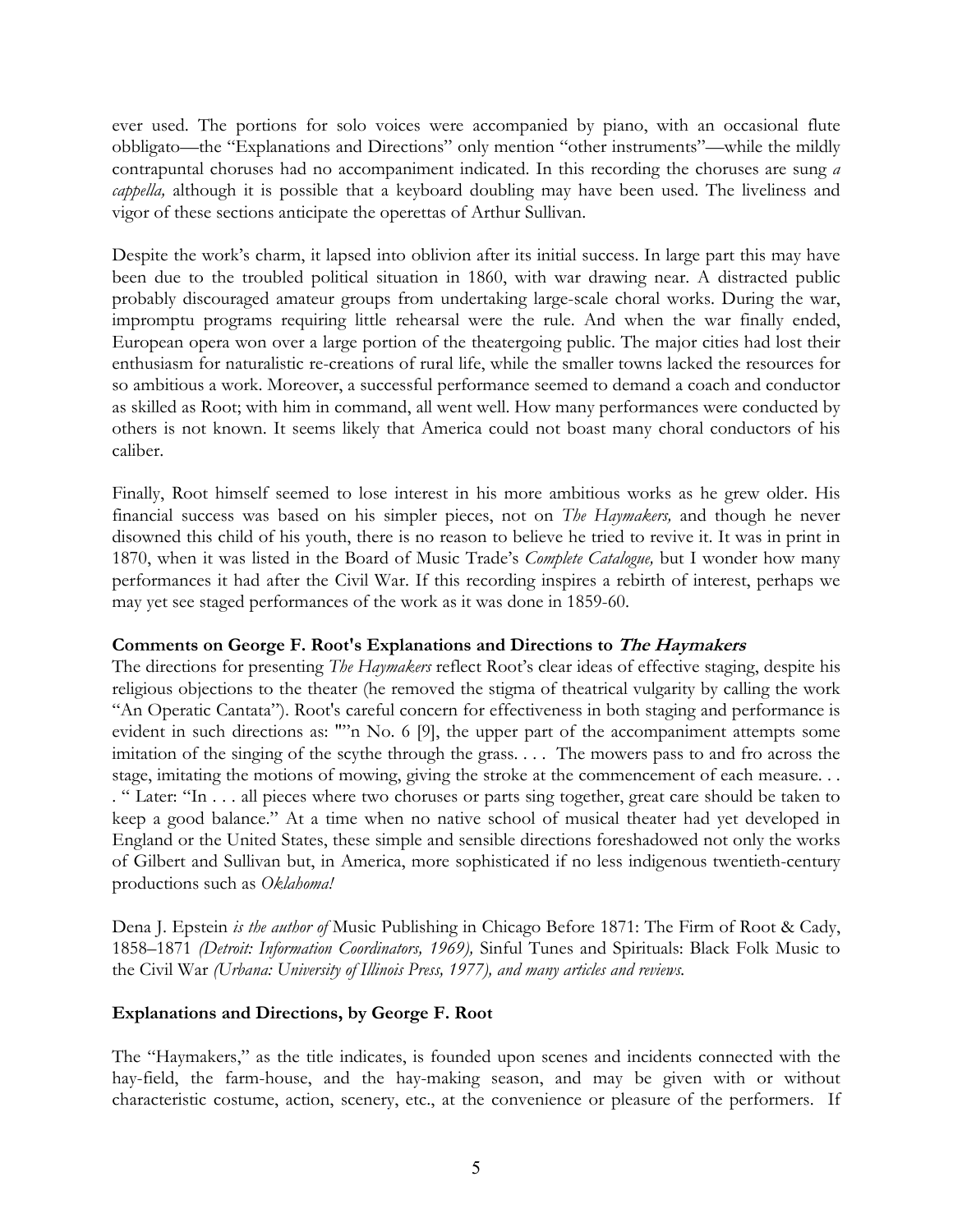ever used. The portions for solo voices were accompanied by piano, with an occasional flute obbligato—the "Explanations and Directions" only mention "other instruments"—while the mildly contrapuntal choruses had no accompaniment indicated. In this recording the choruses are sung *a cappella,* although it is possible that a keyboard doubling may have been used. The liveliness and vigor of these sections anticipate the operettas of Arthur Sullivan.

Despite the work's charm, it lapsed into oblivion after its initial success. In large part this may have been due to the troubled political situation in 1860, with war drawing near. A distracted public probably discouraged amateur groups from undertaking large-scale choral works. During the war, impromptu programs requiring little rehearsal were the rule. And when the war finally ended, European opera won over a large portion of the theatergoing public. The major cities had lost their enthusiasm for naturalistic re-creations of rural life, while the smaller towns lacked the resources for so ambitious a work. Moreover, a successful performance seemed to demand a coach and conductor as skilled as Root; with him in command, all went well. How many performances were conducted by others is not known. It seems likely that America could not boast many choral conductors of his caliber.

Finally, Root himself seemed to lose interest in his more ambitious works as he grew older. His financial success was based on his simpler pieces, not on *The Haymakers,* and though he never disowned this child of his youth, there is no reason to believe he tried to revive it. It was in print in 1870, when it was listed in the Board of Music Trade's *Complete Catalogue,* but I wonder how many performances it had after the Civil War. If this recording inspires a rebirth of interest, perhaps we may yet see staged performances of the work as it was done in 1859-60.

**Comments on George F. Root's Explanations and Directions to *The Haymakers***

The directions for presenting *The Haymakers* reflect Root's clear ideas of effective staging, despite his religious objections to the theater (he removed the stigma of theatrical vulgarity by calling the work "An Operatic Cantata"). Root's careful concern for effectiveness in both staging and performance is evident in such directions as: "'"n No. 6 [9], the upper part of the accompaniment attempts some imitation of the singing of the scythe through the grass. . . . The mowers pass to and fro across the stage, imitating the motions of mowing, giving the stroke at the commencement of each measure. . . . " Later: "In . . . all pieces where two choruses or parts sing together, great care should be taken to keep a good balance." At a time when no native school of musical theater had yet developed in England or the United States, these simple and sensible directions foreshadowed not only the works of Gilbert and Sullivan but, in America, more sophisticated if no less indigenous twentieth-century productions such as *Oklahoma!*

Dena J. Epstein *is the author of* Music Publishing in Chicago Before 1871: The Firm of Root & Cady, 1858–1871 *(Detroit: Information Coordinators, 1969),* Sinful Tunes and Spirituals: Black Folk Music to the Civil War *(Urbana: University of Illinois Press, 1977), and many articles and reviews.*

**Explanations and Directions, by George F. Root**

The "Haymakers," as the title indicates, is founded upon scenes and incidents connected with the hay-field, the farm-house, and the hay-making season, and may be given with or without characteristic costume, action, scenery, etc., at the convenience or pleasure of the performers. If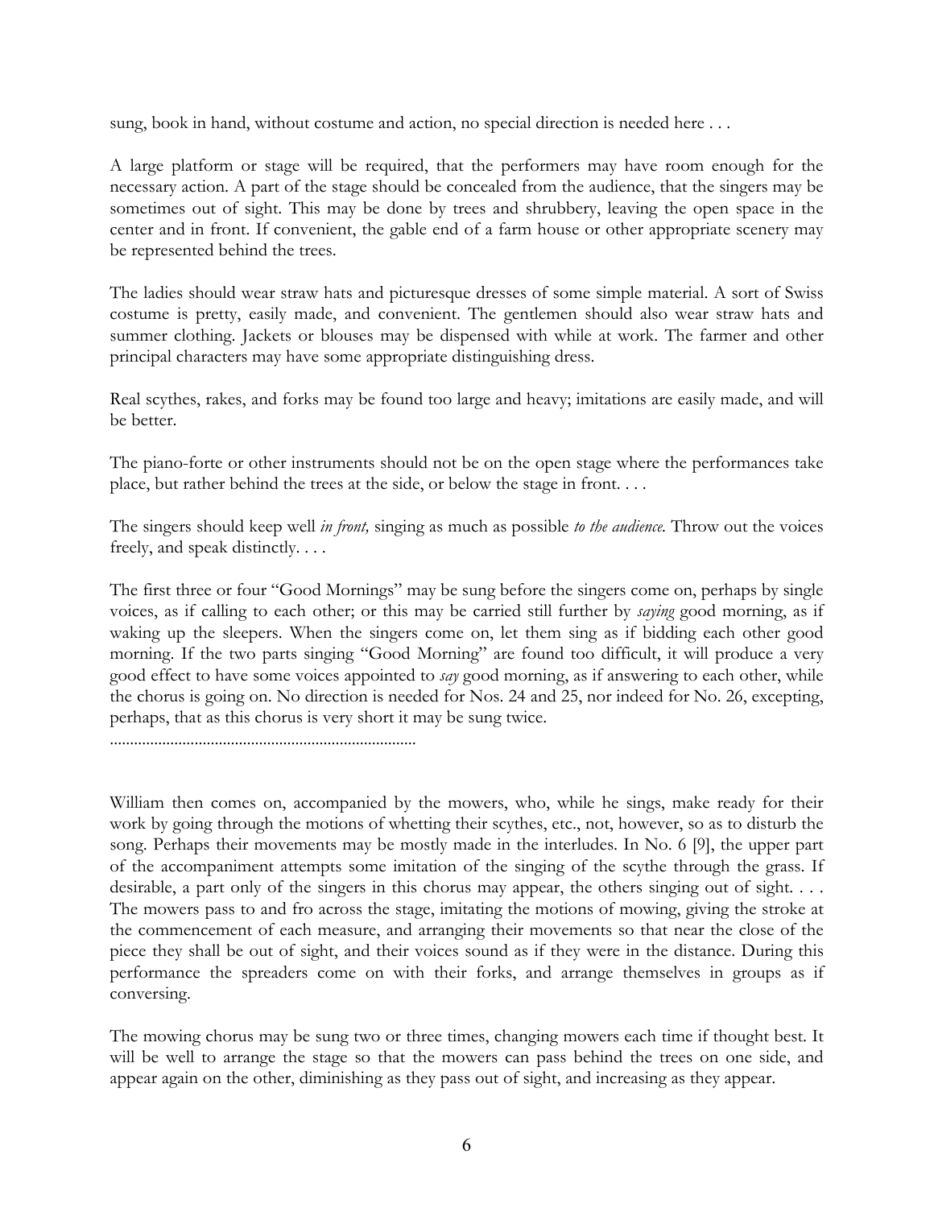sung, book in hand, without costume and action, no special direction is needed here . . .

A large platform or stage will be required, that the performers may have room enough for the necessary action. A part of the stage should be concealed from the audience, that the singers may be sometimes out of sight. This may be done by trees and shrubbery, leaving the open space in the center and in front. If convenient, the gable end of a farm house or other appropriate scenery may be represented behind the trees.

The ladies should wear straw hats and picturesque dresses of some simple material. A sort of Swiss costume is pretty, easily made, and convenient. The gentlemen should also wear straw hats and summer clothing. Jackets or blouses may be dispensed with while at work. The farmer and other principal characters may have some appropriate distinguishing dress.

Real scythes, rakes, and forks may be found too large and heavy; imitations are easily made, and will be better.

The piano-forte or other instruments should not be on the open stage where the performances take place, but rather behind the trees at the side, or below the stage in front. . . .

The singers should keep well *in front,* singing as much as possible *to the audience.* Throw out the voices freely, and speak distinctly. . . .

The first three or four "Good Mornings" may be sung before the singers come on, perhaps by single voices, as if calling to each other; or this may be carried still further by *saying* good morning, as if waking up the sleepers. When the singers come on, let them sing as if bidding each other good morning. If the two parts singing "Good Morning" are found too difficult, it will produce a very good effect to have some voices appointed to *say* good morning, as if answering to each other, while the chorus is going on. No direction is needed for Nos. 24 and 25, nor indeed for No. 26, excepting, perhaps, that as this chorus is very short it may be sung twice.

..........................................................................

William then comes on, accompanied by the mowers, who, while he sings, make ready for their work by going through the motions of whetting their scythes, etc., not, however, so as to disturb the song. Perhaps their movements may be mostly made in the interludes. In No. 6 [9], the upper part of the accompaniment attempts some imitation of the singing of the scythe through the grass. If desirable, a part only of the singers in this chorus may appear, the others singing out of sight. . . . The mowers pass to and fro across the stage, imitating the motions of mowing, giving the stroke at the commencement of each measure, and arranging their movements so that near the close of the piece they shall be out of sight, and their voices sound as if they were in the distance. During this performance the spreaders come on with their forks, and arrange themselves in groups as if conversing.

The mowing chorus may be sung two or three times, changing mowers each time if thought best. It will be well to arrange the stage so that the mowers can pass behind the trees on one side, and appear again on the other, diminishing as they pass out of sight, and increasing as they appear.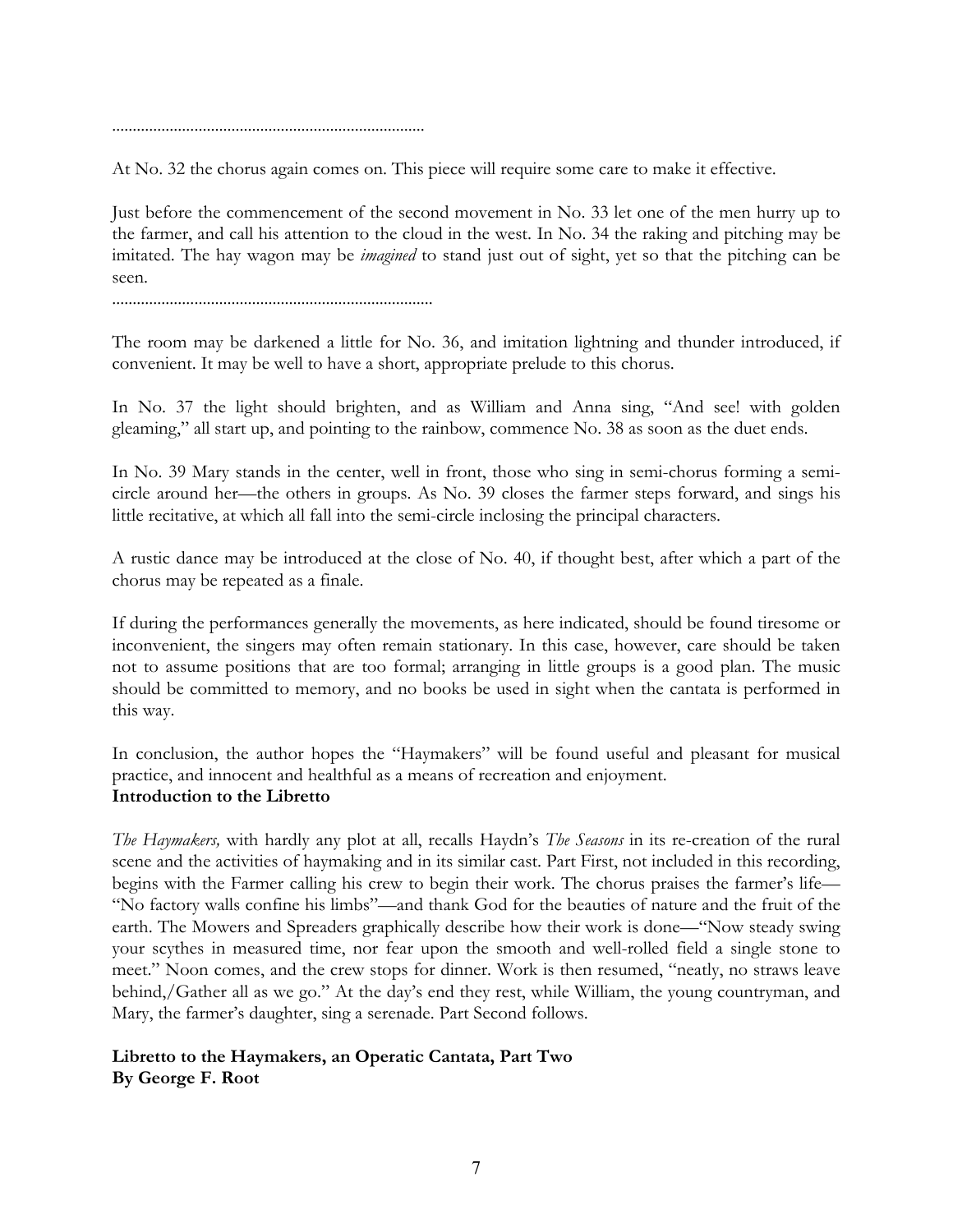..........................................................................

At No. 32 the chorus again comes on. This piece will require some care to make it effective.

Just before the commencement of the second movement in No. 33 let one of the men hurry up to the farmer, and call his attention to the cloud in the west. In No. 34 the raking and pitching may be imitated. The hay wagon may be *imagined* to stand just out of sight, yet so that the pitching can be seen.

............................................................................

The room may be darkened a little for No. 36, and imitation lightning and thunder introduced, if convenient. It may be well to have a short, appropriate prelude to this chorus.

In No. 37 the light should brighten, and as William and Anna sing, "And see! with golden gleaming," all start up, and pointing to the rainbow, commence No. 38 as soon as the duet ends.

In No. 39 Mary stands in the center, well in front, those who sing in semi-chorus forming a semi-circle around her—the others in groups. As No. 39 closes the farmer steps forward, and sings his little recitative, at which all fall into the semi-circle inclosing the principal characters.

A rustic dance may be introduced at the close of No. 40, if thought best, after which a part of the chorus may be repeated as a finale.

If during the performances generally the movements, as here indicated, should be found tiresome or inconvenient, the singers may often remain stationary. In this case, however, care should be taken not to assume positions that are too formal; arranging in little groups is a good plan. The music should be committed to memory, and no books be used in sight when the cantata is performed in this way.

In conclusion, the author hopes the "Haymakers" will be found useful and pleasant for musical practice, and innocent and healthful as a means of recreation and enjoyment.

**Introduction to the Libretto**

*The Haymakers,* with hardly any plot at all, recalls Haydn's *The Seasons* in its re-creation of the rural scene and the activities of haymaking and in its similar cast. Part First, not included in this recording, begins with the Farmer calling his crew to begin their work. The chorus praises the farmer's life—"No factory walls confine his limbs"—and thank God for the beauties of nature and the fruit of the earth. The Mowers and Spreaders graphically describe how their work is done—"Now steady swing your scythes in measured time, nor fear upon the smooth and well-rolled field a single stone to meet." Noon comes, and the crew stops for dinner. Work is then resumed, "neatly, no straws leave behind,/Gather all as we go." At the day's end they rest, while William, the young countryman, and Mary, the farmer's daughter, sing a serenade. Part Second follows.

**Libretto to the Haymakers, an Operatic Cantata, Part Two**
**By George F. Root**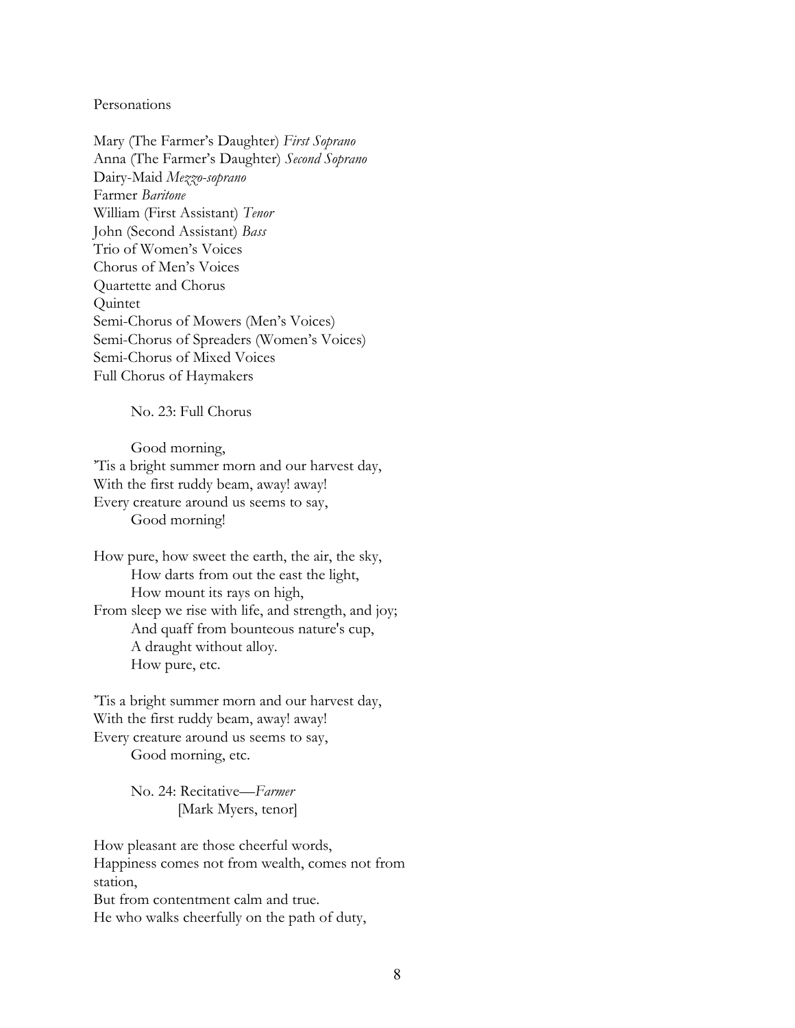Personations

Mary (The Farmer's Daughter) *First Soprano*
Anna (The Farmer's Daughter) *Second Soprano*
Dairy-Maid *Mezzo-soprano*
Farmer *Baritone*
William (First Assistant) *Tenor*
John (Second Assistant) *Bass*
Trio of Women's Voices
Chorus of Men's Voices
Quartette and Chorus
Quintet
Semi-Chorus of Mowers (Men's Voices)
Semi-Chorus of Spreaders (Women's Voices)
Semi-Chorus of Mixed Voices
Full Chorus of Haymakers

No. 23: Full Chorus

Good morning,
'Tis a bright summer morn and our harvest day,
With the first ruddy beam, away! away!
Every creature around us seems to say,
Good morning!

How pure, how sweet the earth, the air, the sky,
How darts from out the east the light,
How mount its rays on high,
From sleep we rise with life, and strength, and joy;
And quaff from bounteous nature's cup,
A draught without alloy.
How pure, etc.

'Tis a bright summer morn and our harvest day,
With the first ruddy beam, away! away!
Every creature around us seems to say,
Good morning, etc.

No. 24: Recitative—*Farmer*
[Mark Myers, tenor]

How pleasant are those cheerful words,
Happiness comes not from wealth, comes not from station,
But from contentment calm and true.
He who walks cheerfully on the path of duty,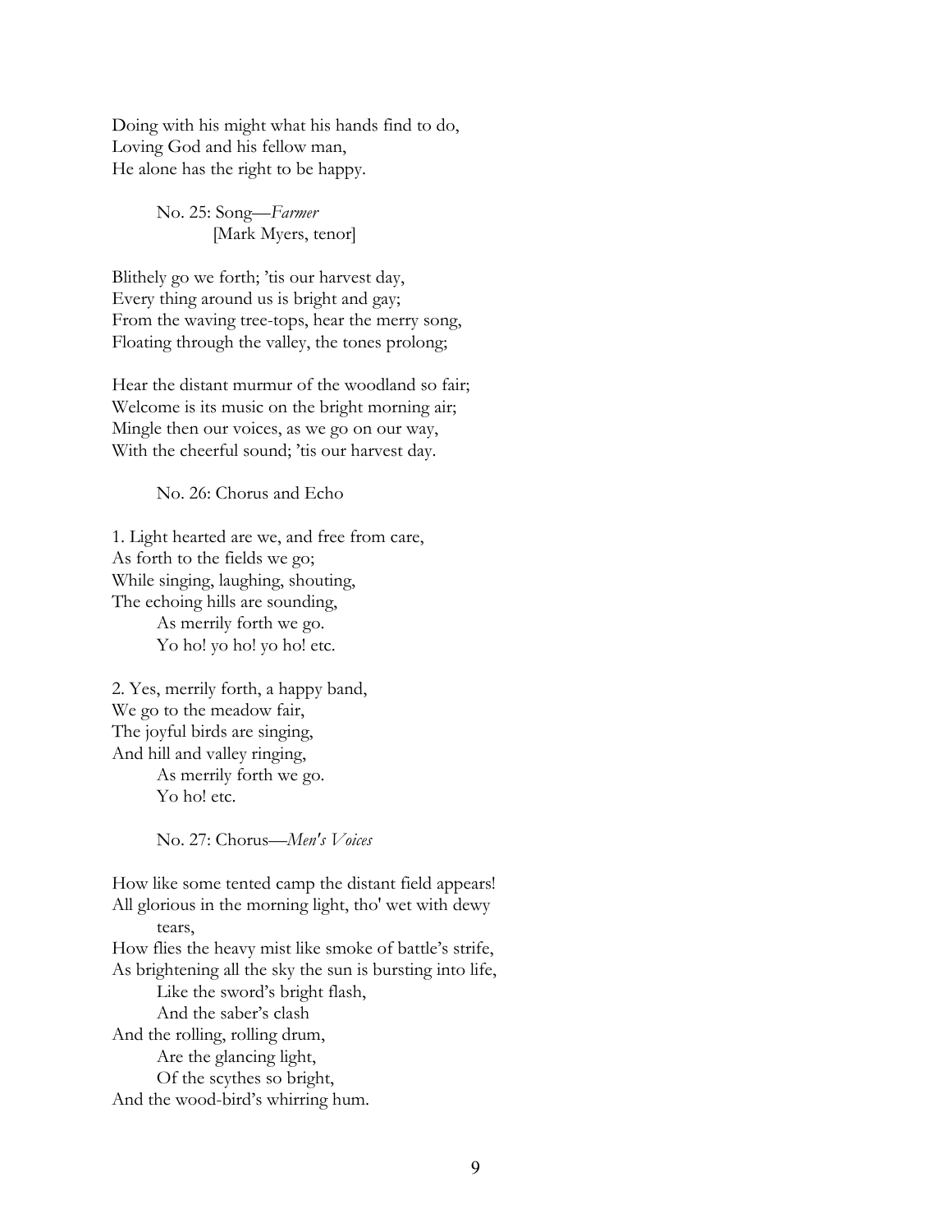Doing with his might what his hands find to do,
Loving God and his fellow man,
He alone has the right to be happy.

No. 25: Song—*Farmer*
[Mark Myers, tenor]

Blithely go we forth; 'tis our harvest day,
Every thing around us is bright and gay;
From the waving tree-tops, hear the merry song,
Floating through the valley, the tones prolong;

Hear the distant murmur of the woodland so fair;
Welcome is its music on the bright morning air;
Mingle then our voices, as we go on our way,
With the cheerful sound; 'tis our harvest day.

No. 26: Chorus and Echo

1. Light hearted are we, and free from care,
As forth to the fields we go;
While singing, laughing, shouting,
The echoing hills are sounding,
As merrily forth we go.
Yo ho! yo ho! yo ho! etc.

2. Yes, merrily forth, a happy band,
We go to the meadow fair,
The joyful birds are singing,
And hill and valley ringing,
As merrily forth we go.
Yo ho! etc.

No. 27: Chorus—*Men's Voices*

How like some tented camp the distant field appears!
All glorious in the morning light, tho' wet with dewy tears,
How flies the heavy mist like smoke of battle's strife,
As brightening all the sky the sun is bursting into life,
Like the sword's bright flash,
And the saber's clash
And the rolling, rolling drum,
Are the glancing light,
Of the scythes so bright,
And the wood-bird's whirring hum.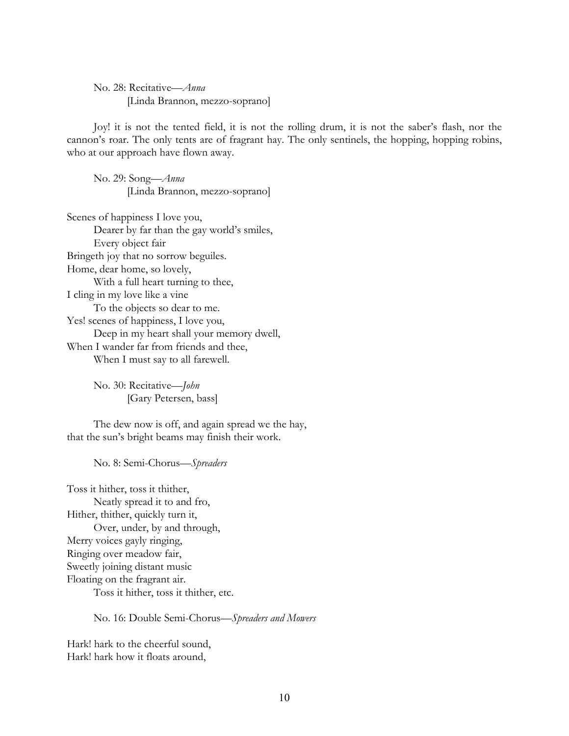No. 28: Recitative—*Anna*
[Linda Brannon, mezzo-soprano]

Joy! it is not the tented field, it is not the rolling drum, it is not the saber's flash, nor the cannon's roar. The only tents are of fragrant hay. The only sentinels, the hopping, hopping robins, who at our approach have flown away.

No. 29: Song—*Anna*
[Linda Brannon, mezzo-soprano]

Scenes of happiness I love you,
Dearer by far than the gay world's smiles,
Every object fair
Bringeth joy that no sorrow beguiles.
Home, dear home, so lovely,
With a full heart turning to thee,
I cling in my love like a vine
To the objects so dear to me.
Yes! scenes of happiness, I love you,
Deep in my heart shall your memory dwell,
When I wander far from friends and thee,
When I must say to all farewell.

No. 30: Recitative—*John*
[Gary Petersen, bass]

The dew now is off, and again spread we the hay,
that the sun's bright beams may finish their work.

No. 8: Semi-Chorus—*Spreaders*

Toss it hither, toss it thither,
Neatly spread it to and fro,
Hither, thither, quickly turn it,
Over, under, by and through,
Merry voices gayly ringing,
Ringing over meadow fair,
Sweetly joining distant music
Floating on the fragrant air.
Toss it hither, toss it thither, etc.

No. 16: Double Semi-Chorus—*Spreaders and Mowers*

Hark! hark to the cheerful sound,
Hark! hark how it floats around,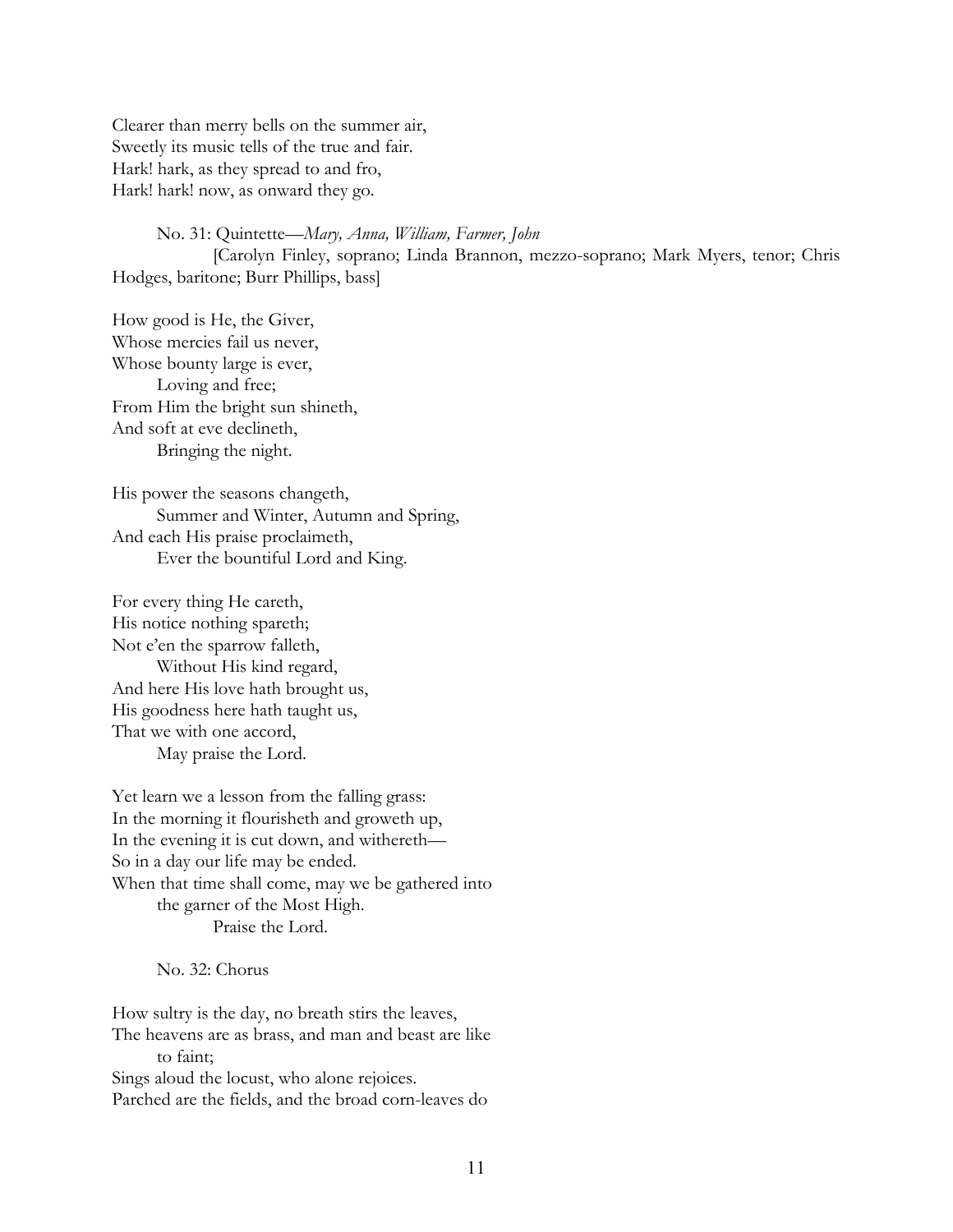Clearer than merry bells on the summer air,
Sweetly its music tells of the true and fair.
Hark! hark, as they spread to and fro,
Hark! hark! now, as onward they go.

No. 31: Quintette—*Mary, Anna, William, Farmer, John*
[Carolyn Finley, soprano; Linda Brannon, mezzo-soprano; Mark Myers, tenor; Chris Hodges, baritone; Burr Phillips, bass]

How good is He, the Giver,
Whose mercies fail us never,
Whose bounty large is ever,
Loving and free;
From Him the bright sun shineth,
And soft at eve declineth,
Bringing the night.

His power the seasons changeth,
Summer and Winter, Autumn and Spring,
And each His praise proclaimeth,
Ever the bountiful Lord and King.

For every thing He careth,
His notice nothing spareth;
Not e'en the sparrow falleth,
Without His kind regard,
And here His love hath brought us,
His goodness here hath taught us,
That we with one accord,
May praise the Lord.

Yet learn we a lesson from the falling grass:
In the morning it flourisheth and groweth up,
In the evening it is cut down, and withereth—
So in a day our life may be ended.
When that time shall come, may we be gathered into
the garner of the Most High.
Praise the Lord.

No. 32: Chorus

How sultry is the day, no breath stirs the leaves,
The heavens are as brass, and man and beast are like
to faint;
Sings aloud the locust, who alone rejoices.
Parched are the fields, and the broad corn-leaves do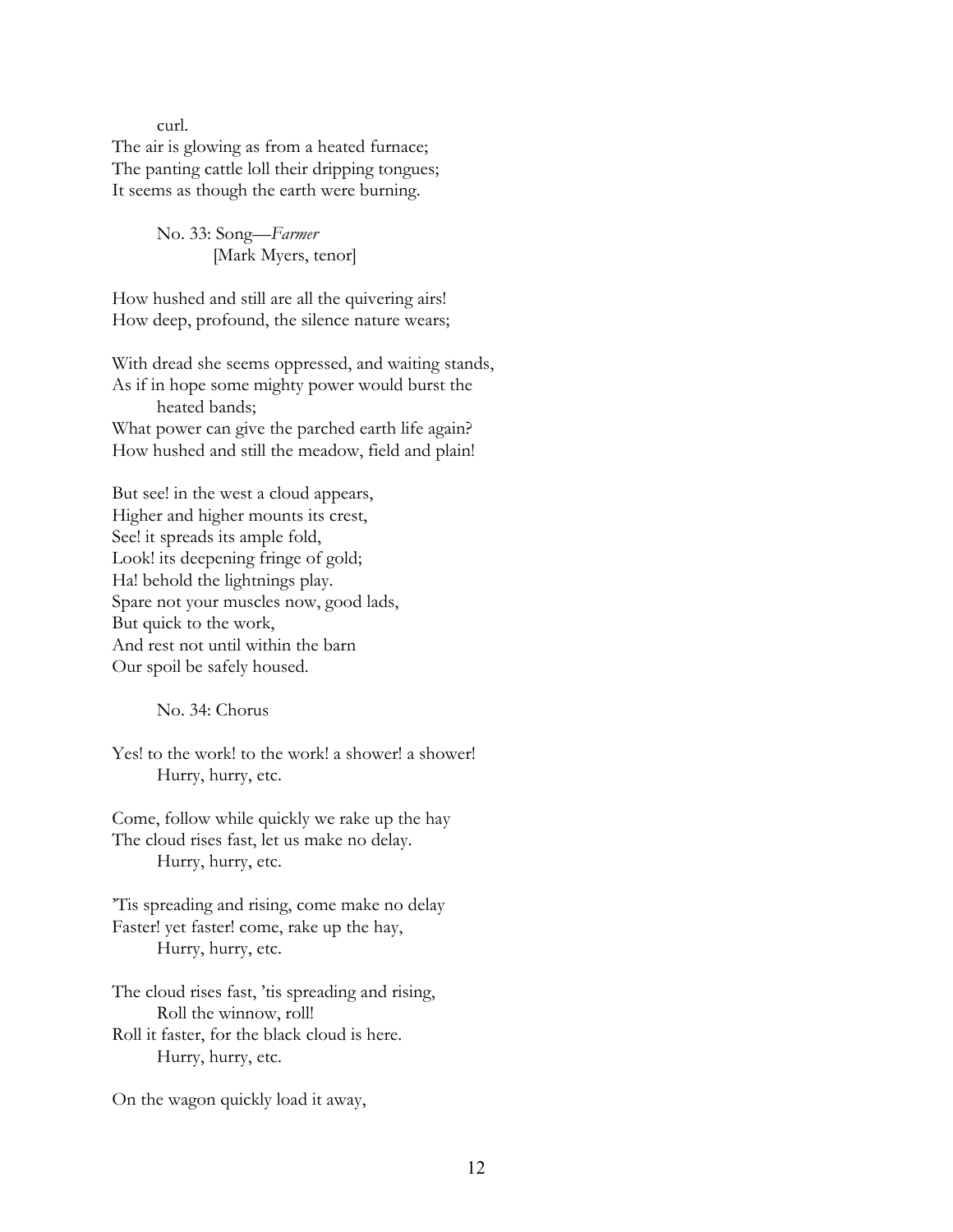curl.
The air is glowing as from a heated furnace;
The panting cattle loll their dripping tongues;
It seems as though the earth were burning.

No. 33: Song—*Farmer*
[Mark Myers, tenor]

How hushed and still are all the quivering airs!
How deep, profound, the silence nature wears;

With dread she seems oppressed, and waiting stands,
As if in hope some mighty power would burst the
heated bands;
What power can give the parched earth life again?
How hushed and still the meadow, field and plain!

But see! in the west a cloud appears,
Higher and higher mounts its crest,
See! it spreads its ample fold,
Look! its deepening fringe of gold;
Ha! behold the lightnings play.
Spare not your muscles now, good lads,
But quick to the work,
And rest not until within the barn
Our spoil be safely housed.

No. 34: Chorus

Yes! to the work! to the work! a shower! a shower!
Hurry, hurry, etc.

Come, follow while quickly we rake up the hay
The cloud rises fast, let us make no delay.
Hurry, hurry, etc.

'Tis spreading and rising, come make no delay
Faster! yet faster! come, rake up the hay,
Hurry, hurry, etc.

The cloud rises fast, 'tis spreading and rising,
Roll the winnow, roll!
Roll it faster, for the black cloud is here.
Hurry, hurry, etc.

On the wagon quickly load it away,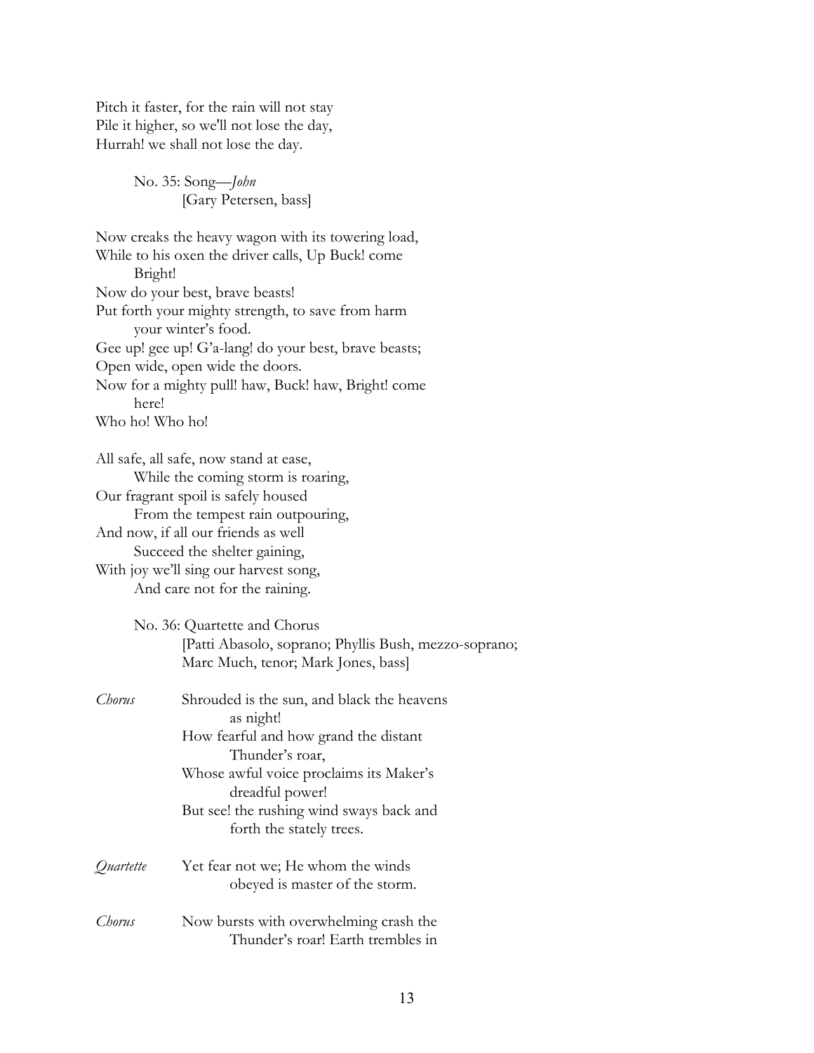Pitch it faster, for the rain will not stay
Pile it higher, so we'll not lose the day,
Hurrah! we shall not lose the day.

No. 35: Song—*John*
[Gary Petersen, bass]

Now creaks the heavy wagon with its towering load,
While to his oxen the driver calls, Up Buck! come Bright!
Now do your best, brave beasts!
Put forth your mighty strength, to save from harm your winter's food.
Gee up! gee up! G'a-lang! do your best, brave beasts;
Open wide, open wide the doors.
Now for a mighty pull! haw, Buck! haw, Bright! come here!
Who ho! Who ho!

All safe, all safe, now stand at ease,
While the coming storm is roaring,
Our fragrant spoil is safely housed
From the tempest rain outpouring,
And now, if all our friends as well
Succeed the shelter gaining,
With joy we'll sing our harvest song,
And care not for the raining.

No. 36: Quartette and Chorus
[Patti Abasolo, soprano; Phyllis Bush, mezzo-soprano; Marc Much, tenor; Mark Jones, bass]

*Chorus* Shrouded is the sun, and black the heavens as night!
How fearful and how grand the distant Thunder's roar,
Whose awful voice proclaims its Maker's dreadful power!
But see! the rushing wind sways back and forth the stately trees.

*Quartette* Yet fear not we; He whom the winds obeyed is master of the storm.

*Chorus* Now bursts with overwhelming crash the Thunder's roar! Earth trembles in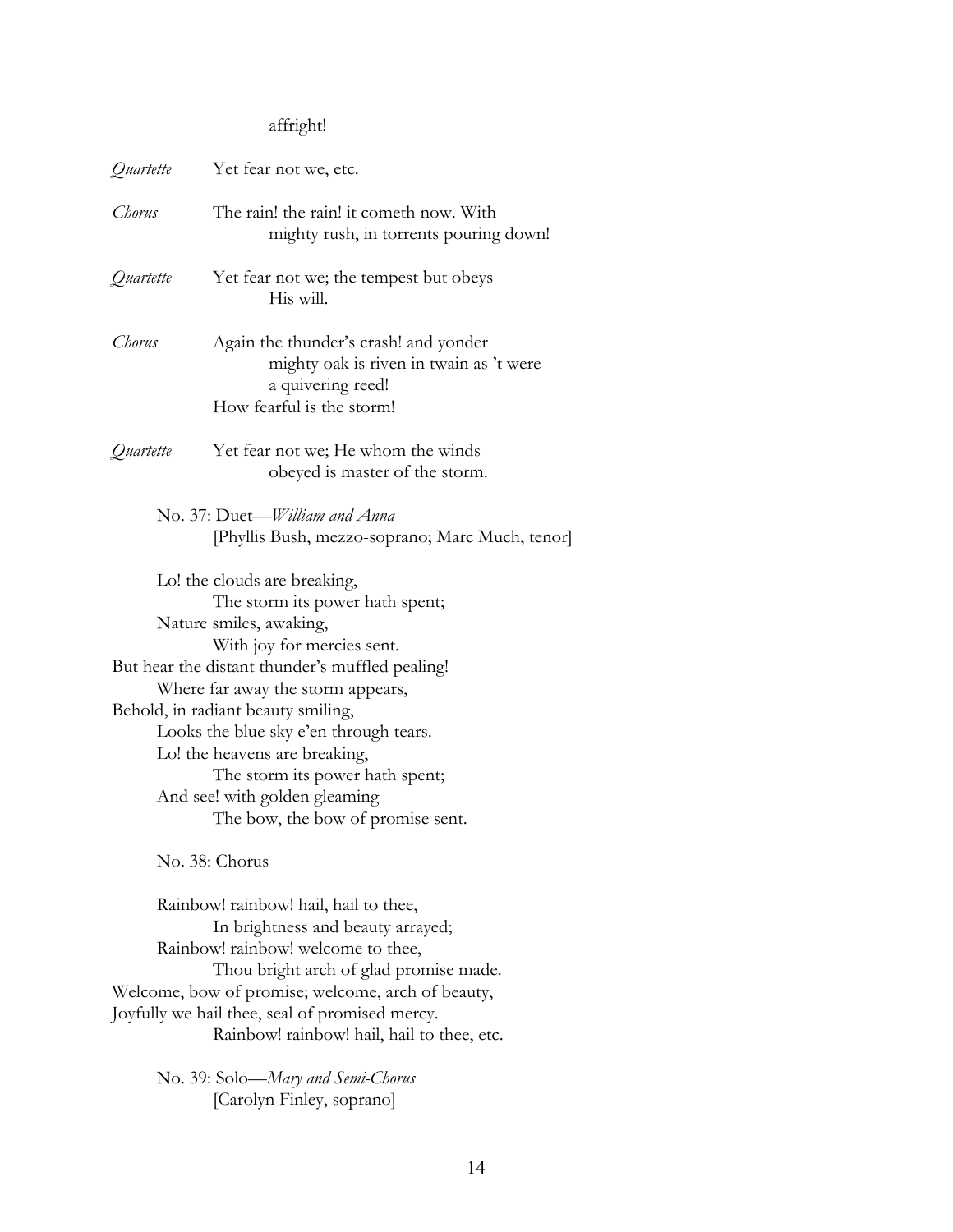affright!

*Quartette* Yet fear not we, etc.

*Chorus* The rain! the rain! it cometh now. With mighty rush, in torrents pouring down!

*Quartette* Yet fear not we; the tempest but obeys His will.

*Chorus* Again the thunder's crash! and yonder mighty oak is riven in twain as 't were a quivering reed!
How fearful is the storm!

*Quartette* Yet fear not we; He whom the winds obeyed is master of the storm.

No. 37: Duet—*William and Anna*
[Phyllis Bush, mezzo-soprano; Marc Much, tenor]

Lo! the clouds are breaking,
The storm its power hath spent;
Nature smiles, awaking,
With joy for mercies sent.
But hear the distant thunder's muffled pealing!
Where far away the storm appears,
Behold, in radiant beauty smiling,
Looks the blue sky e'en through tears.
Lo! the heavens are breaking,
The storm its power hath spent;
And see! with golden gleaming
The bow, the bow of promise sent.

No. 38: Chorus

Rainbow! rainbow! hail, hail to thee,
In brightness and beauty arrayed;
Rainbow! rainbow! welcome to thee,
Thou bright arch of glad promise made.
Welcome, bow of promise; welcome, arch of beauty,
Joyfully we hail thee, seal of promised mercy.
Rainbow! rainbow! hail, hail to thee, etc.

No. 39: Solo—*Mary and Semi-Chorus*
[Carolyn Finley, soprano]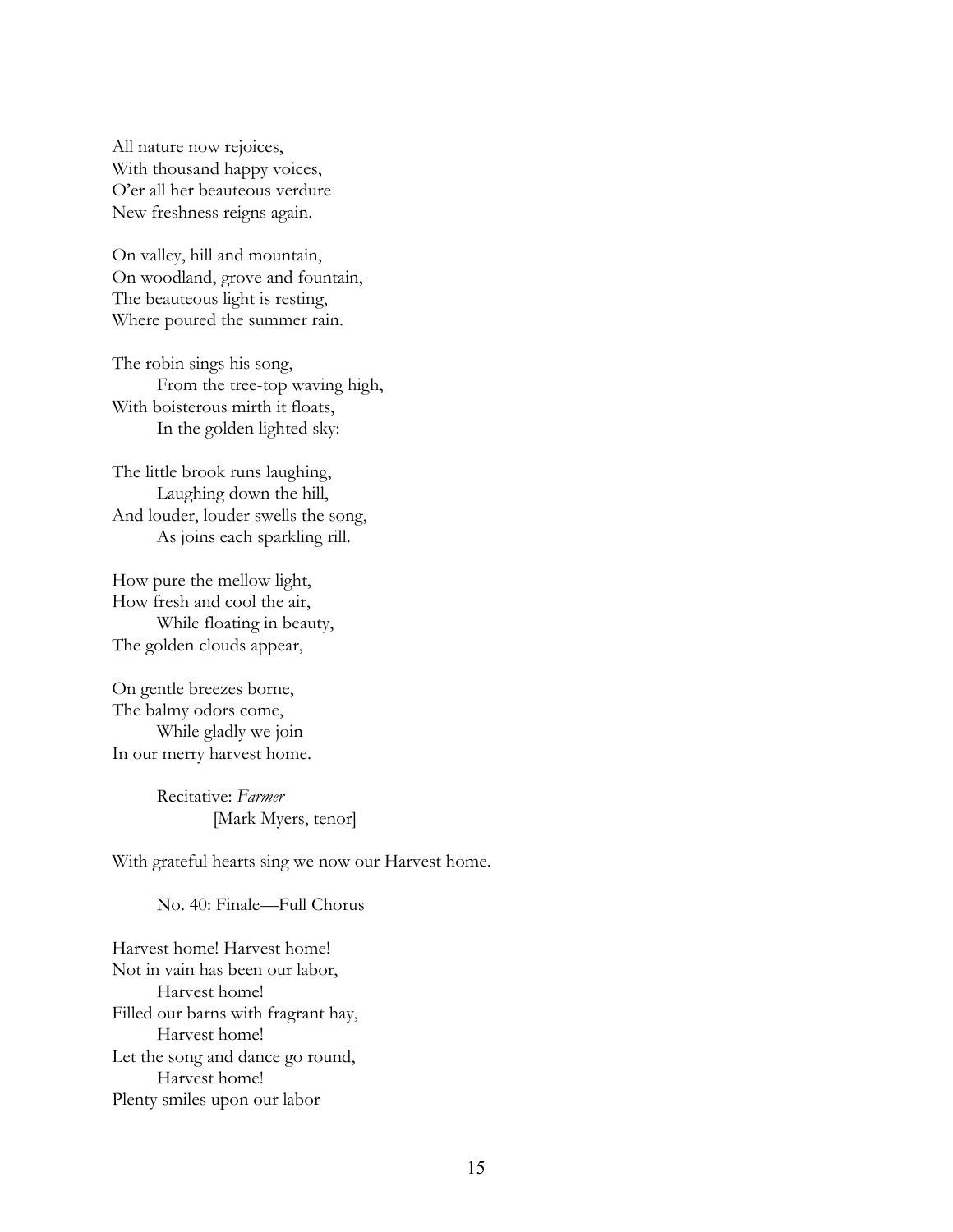All nature now rejoices,
With thousand happy voices,
O'er all her beauteous verdure
New freshness reigns again.

On valley, hill and mountain,
On woodland, grove and fountain,
The beauteous light is resting,
Where poured the summer rain.

The robin sings his song,
&emsp;&emsp;From the tree-top waving high,
With boisterous mirth it floats,
&emsp;&emsp;In the golden lighted sky:

The little brook runs laughing,
&emsp;&emsp;Laughing down the hill,
And louder, louder swells the song,
&emsp;&emsp;As joins each sparkling rill.

How pure the mellow light,
How fresh and cool the air,
&emsp;&emsp;While floating in beauty,
The golden clouds appear,

On gentle breezes borne,
The balmy odors come,
&emsp;&emsp;While gladly we join
In our merry harvest home.

&emsp;&emsp;Recitative: *Farmer*
&emsp;&emsp;&emsp;&emsp;[Mark Myers, tenor]

With grateful hearts sing we now our Harvest home.

&emsp;&emsp;No. 40: Finale—Full Chorus

Harvest home! Harvest home!
Not in vain has been our labor,
&emsp;&emsp;Harvest home!
Filled our barns with fragrant hay,
&emsp;&emsp;Harvest home!
Let the song and dance go round,
&emsp;&emsp;Harvest home!
Plenty smiles upon our labor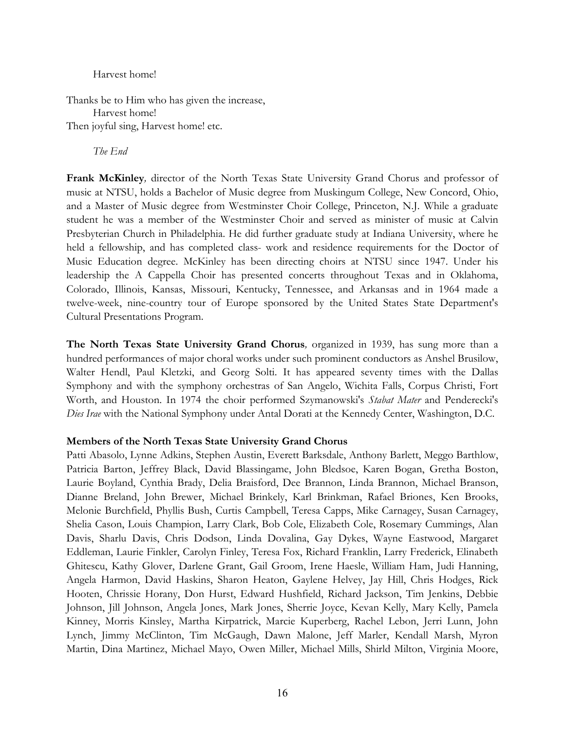Harvest home!

Thanks be to Him who has given the increase,
Harvest home!
Then joyful sing, Harvest home! etc.

*The End*

**Frank McKinley***,* director of the North Texas State University Grand Chorus and professor of music at NTSU, holds a Bachelor of Music degree from Muskingum College, New Concord, Ohio, and a Master of Music degree from Westminster Choir College, Princeton, N.J. While a graduate student he was a member of the Westminster Choir and served as minister of music at Calvin Presbyterian Church in Philadelphia. He did further graduate study at Indiana University, where he held a fellowship, and has completed class- work and residence requirements for the Doctor of Music Education degree. McKinley has been directing choirs at NTSU since 1947. Under his leadership the A Cappella Choir has presented concerts throughout Texas and in Oklahoma, Colorado, Illinois, Kansas, Missouri, Kentucky, Tennessee, and Arkansas and in 1964 made a twelve-week, nine-country tour of Europe sponsored by the United States State Department's Cultural Presentations Program.

**The North Texas State University Grand Chorus***,* organized in 1939, has sung more than a hundred performances of major choral works under such prominent conductors as Anshel Brusilow, Walter Hendl, Paul Kletzki, and Georg Solti. It has appeared seventy times with the Dallas Symphony and with the symphony orchestras of San Angelo, Wichita Falls, Corpus Christi, Fort Worth, and Houston. In 1974 the choir performed Szymanowski's *Stabat Mater* and Penderecki's *Dies Irae* with the National Symphony under Antal Dorati at the Kennedy Center, Washington, D.C.

**Members of the North Texas State University Grand Chorus**

Patti Abasolo, Lynne Adkins, Stephen Austin, Everett Barksdale, Anthony Barlett, Meggo Barthlow, Patricia Barton, Jeffrey Black, David Blassingame, John Bledsoe, Karen Bogan, Gretha Boston, Laurie Boyland, Cynthia Brady, Delia Braisford, Dee Brannon, Linda Brannon, Michael Branson, Dianne Breland, John Brewer, Michael Brinkely, Karl Brinkman, Rafael Briones, Ken Brooks, Melonie Burchfield, Phyllis Bush, Curtis Campbell, Teresa Capps, Mike Carnagey, Susan Carnagey, Shelia Cason, Louis Champion, Larry Clark, Bob Cole, Elizabeth Cole, Rosemary Cummings, Alan Davis, Sharlu Davis, Chris Dodson, Linda Dovalina, Gay Dykes, Wayne Eastwood, Margaret Eddleman, Laurie Finkler, Carolyn Finley, Teresa Fox, Richard Franklin, Larry Frederick, Elinabeth Ghitescu, Kathy Glover, Darlene Grant, Gail Groom, Irene Haesle, William Ham, Judi Hanning, Angela Harmon, David Haskins, Sharon Heaton, Gaylene Helvey, Jay Hill, Chris Hodges, Rick Hooten, Chrissie Horany, Don Hurst, Edward Hushfield, Richard Jackson, Tim Jenkins, Debbie Johnson, Jill Johnson, Angela Jones, Mark Jones, Sherrie Joyce, Kevan Kelly, Mary Kelly, Pamela Kinney, Morris Kinsley, Martha Kirpatrick, Marcie Kuperberg, Rachel Lebon, Jerri Lunn, John Lynch, Jimmy McClinton, Tim McGaugh, Dawn Malone, Jeff Marler, Kendall Marsh, Myron Martin, Dina Martinez, Michael Mayo, Owen Miller, Michael Mills, Shirld Milton, Virginia Moore,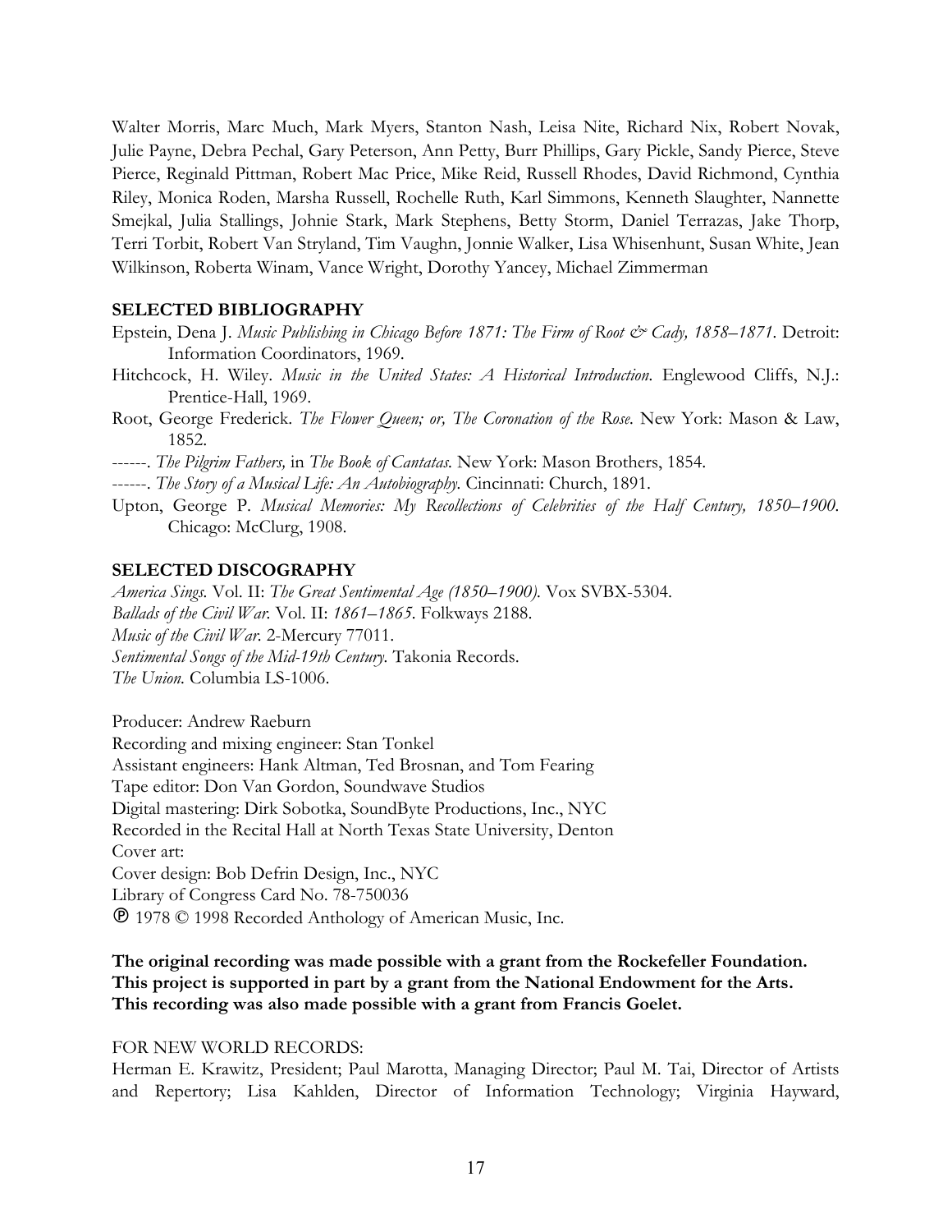Walter Morris, Marc Much, Mark Myers, Stanton Nash, Leisa Nite, Richard Nix, Robert Novak, Julie Payne, Debra Pechal, Gary Peterson, Ann Petty, Burr Phillips, Gary Pickle, Sandy Pierce, Steve Pierce, Reginald Pittman, Robert Mac Price, Mike Reid, Russell Rhodes, David Richmond, Cynthia Riley, Monica Roden, Marsha Russell, Rochelle Ruth, Karl Simmons, Kenneth Slaughter, Nannette Smejkal, Julia Stallings, Johnie Stark, Mark Stephens, Betty Storm, Daniel Terrazas, Jake Thorp, Terri Torbit, Robert Van Stryland, Tim Vaughn, Jonnie Walker, Lisa Whisenhunt, Susan White, Jean Wilkinson, Roberta Winam, Vance Wright, Dorothy Yancey, Michael Zimmerman

## SELECTED BIBLIOGRAPHY

Epstein, Dena J. *Music Publishing in Chicago Before 1871: The Firm of Root & Cady, 1858–1871.* Detroit: Information Coordinators, 1969.

Hitchcock, H. Wiley. *Music in the United States: A Historical Introduction.* Englewood Cliffs, N.J.: Prentice-Hall, 1969.

Root, George Frederick. *The Flower Queen; or, The Coronation of the Rose.* New York: Mason & Law, 1852.

------. *The Pilgrim Fathers,* in *The Book of Cantatas.* New York: Mason Brothers, 1854.

------. *The Story of a Musical Life: An Autobiography.* Cincinnati: Church, 1891.

Upton, George P. *Musical Memories: My Recollections of Celebrities of the Half Century, 1850–1900.* Chicago: McClurg, 1908.

## SELECTED DISCOGRAPHY

*America Sings.* Vol. II: *The Great Sentimental Age (1850–1900).* Vox SVBX-5304.
*Ballads of the Civil War.* Vol. II: *1861–1865.* Folkways 2188.
*Music of the Civil War.* 2-Mercury 77011.
*Sentimental Songs of the Mid-19th Century.* Takonia Records.
*The Union.* Columbia LS-1006.

Producer: Andrew Raeburn
Recording and mixing engineer: Stan Tonkel
Assistant engineers: Hank Altman, Ted Brosnan, and Tom Fearing
Tape editor: Don Van Gordon, Soundwave Studios
Digital mastering: Dirk Sobotka, SoundByte Productions, Inc., NYC
Recorded in the Recital Hall at North Texas State University, Denton
Cover art:
Cover design: Bob Defrin Design, Inc., NYC
Library of Congress Card No. 78-750036
℗ 1978 © 1998 Recorded Anthology of American Music, Inc.

**The original recording was made possible with a grant from the Rockefeller Foundation.**
**This project is supported in part by a grant from the National Endowment for the Arts.**
**This recording was also made possible with a grant from Francis Goelet.**

FOR NEW WORLD RECORDS:
Herman E. Krawitz, President; Paul Marotta, Managing Director; Paul M. Tai, Director of Artists and Repertory; Lisa Kahlden, Director of Information Technology; Virginia Hayward,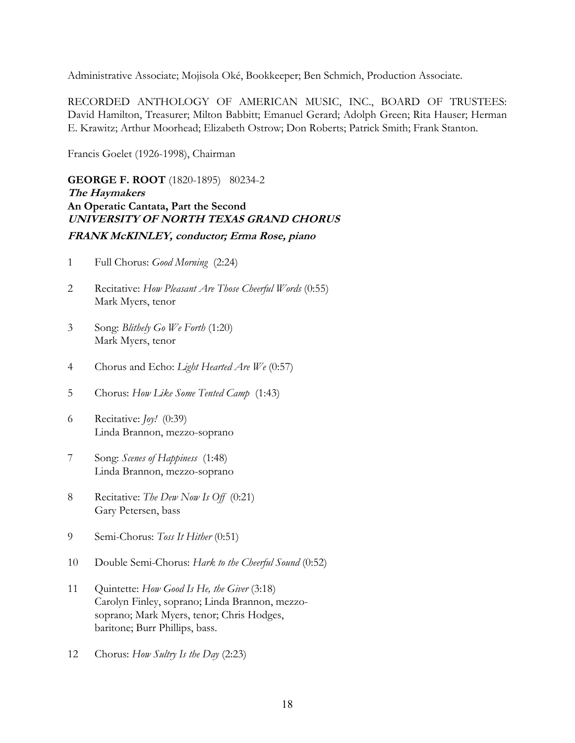Administrative Associate; Mojisola Oké, Bookkeeper; Ben Schmich, Production Associate.

RECORDED ANTHOLOGY OF AMERICAN MUSIC, INC., BOARD OF TRUSTEES: David Hamilton, Treasurer; Milton Babbitt; Emanuel Gerard; Adolph Green; Rita Hauser; Herman E. Krawitz; Arthur Moorhead; Elizabeth Ostrow; Don Roberts; Patrick Smith; Frank Stanton.

Francis Goelet (1926-1998), Chairman

**GEORGE F. ROOT** (1820-1895) 80234-2
***The Haymakers***
**An Operatic Cantata, Part the Second**
***UNIVERSITY OF NORTH TEXAS GRAND CHORUS***
***FRANK McKINLEY, conductor; Erma Rose, piano***

1 Full Chorus: *Good Morning* (2:24)

2 Recitative: *How Pleasant Are Those Cheerful Words* (0:55)
Mark Myers, tenor

3 Song: *Blithely Go We Forth* (1:20)
Mark Myers, tenor

4 Chorus and Echo: *Light Hearted Are We* (0:57)

5 Chorus: *How Like Some Tented Camp* (1:43)

6 Recitative: *Joy!* (0:39)
Linda Brannon, mezzo-soprano

7 Song: *Scenes of Happiness* (1:48)
Linda Brannon, mezzo-soprano

8 Recitative: *The Dew Now Is Off* (0:21)
Gary Petersen, bass

9 Semi-Chorus: *Toss It Hither* (0:51)

10 Double Semi-Chorus: *Hark to the Cheerful Sound* (0:52)

11 Quintette: *How Good Is He, the Giver* (3:18)
Carolyn Finley, soprano; Linda Brannon, mezzo-soprano; Mark Myers, tenor; Chris Hodges, baritone; Burr Phillips, bass.

12 Chorus: *How Sultry Is the Day* (2:23)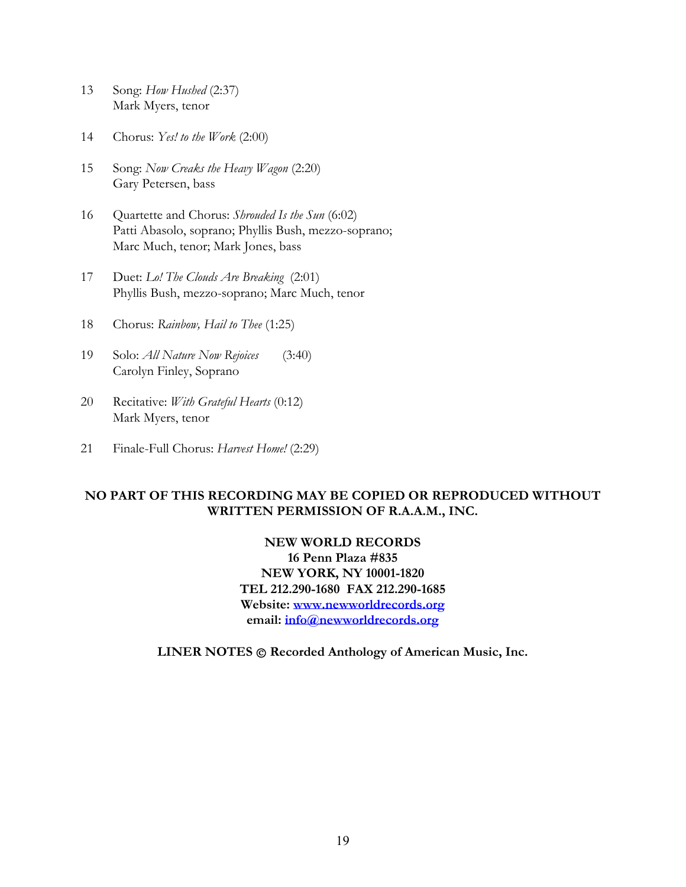13 Song: *How Hushed* (2:37)
Mark Myers, tenor

14 Chorus: *Yes! to the Work* (2:00)

15 Song: *Now Creaks the Heavy Wagon* (2:20)
Gary Petersen, bass

16 Quartette and Chorus: *Shrouded Is the Sun* (6:02)
Patti Abasolo, soprano; Phyllis Bush, mezzo-soprano;
Marc Much, tenor; Mark Jones, bass

17 Duet: *Lo! The Clouds Are Breaking* (2:01)
Phyllis Bush, mezzo-soprano; Marc Much, tenor

18 Chorus: *Rainbow, Hail to Thee* (1:25)

19 Solo: *All Nature Now Rejoices* (3:40)
Carolyn Finley, Soprano

20 Recitative: *With Grateful Hearts* (0:12)
Mark Myers, tenor

21 Finale-Full Chorus: *Harvest Home!* (2:29)

**NO PART OF THIS RECORDING MAY BE COPIED OR REPRODUCED WITHOUT WRITTEN PERMISSION OF R.A.A.M., INC.**

**NEW WORLD RECORDS**
**16 Penn Plaza #835**
**NEW YORK, NY 10001-1820**
**TEL 212.290-1680 FAX 212.290-1685**
**Website: www.newworldrecords.org**
**email: info@newworldrecords.org**

**LINER NOTES © Recorded Anthology of American Music, Inc.**